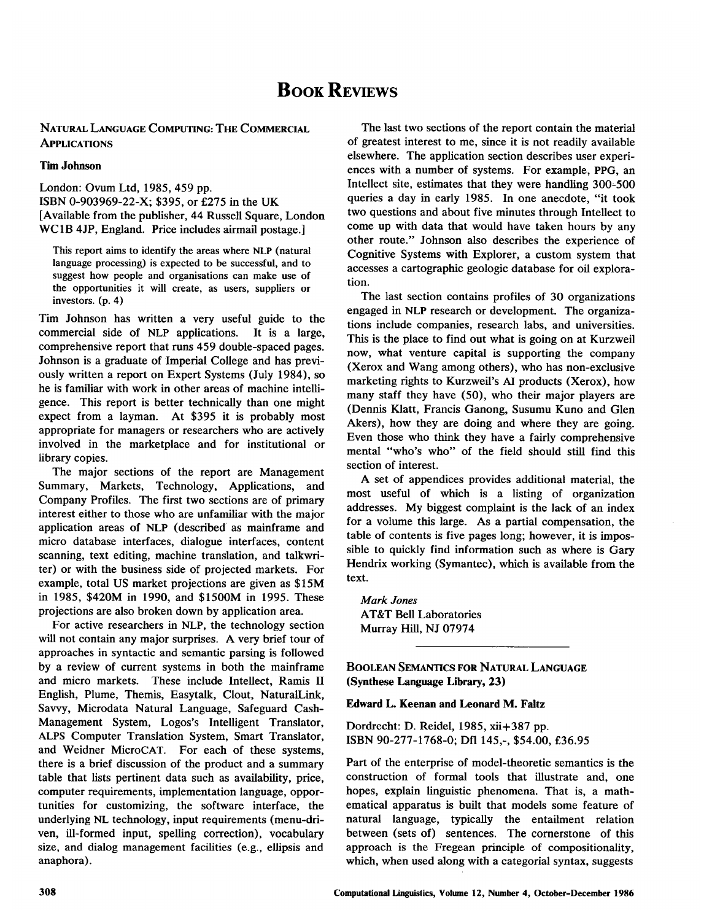# Book Reviews

## Natural Language Computing: The Commercial Applications

**Tim Johnson**

London: Ovum Ltd, 1985, 459 pp.
ISBN 0-903969-22-X; $395, or £275 in the UK
[Available from the publisher, 44 Russell Square, London WC1B 4JP, England. Price includes airmail postage.]

> This report aims to identify the areas where NLP (natural language processing) is expected to be successful, and to suggest how people and organisations can make use of the opportunities it will create, as users, suppliers or investors. (p. 4)

Tim Johnson has written a very useful guide to the commercial side of NLP applications. It is a large, comprehensive report that runs 459 double-spaced pages. Johnson is a graduate of Imperial College and has previously written a report on Expert Systems (July 1984), so he is familiar with work in other areas of machine intelligence. This report is better technically than one might expect from a layman. At $395 it is probably most appropriate for managers or researchers who are actively involved in the marketplace and for institutional or library copies.

The major sections of the report are Management Summary, Markets, Technology, Applications, and Company Profiles. The first two sections are of primary interest either to those who are unfamiliar with the major application areas of NLP (described as mainframe and micro database interfaces, dialogue interfaces, content scanning, text editing, machine translation, and talkwriter) or with the business side of projected markets. For example, total US market projections are given as $15M in 1985, $420M in 1990, and $1500M in 1995. These projections are also broken down by application area.

For active researchers in NLP, the technology section will not contain any major surprises. A very brief tour of approaches in syntactic and semantic parsing is followed by a review of current systems in both the mainframe and micro markets. These include Intellect, Ramis II English, Plume, Themis, Easytalk, Clout, NaturalLink, Savvy, Microdata Natural Language, Safeguard Cash-Management System, Logos's Intelligent Translator, ALPS Computer Translation System, Smart Translator, and Weidner MicroCAT. For each of these systems, there is a brief discussion of the product and a summary table that lists pertinent data such as availability, price, computer requirements, implementation language, opportunities for customizing, the software interface, the underlying NL technology, input requirements (menu-driven, ill-formed input, spelling correction), vocabulary size, and dialog management facilities (e.g., ellipsis and anaphora).

The last two sections of the report contain the material of greatest interest to me, since it is not readily available elsewhere. The application section describes user experiences with a number of systems. For example, PPG, an Intellect site, estimates that they were handling 300-500 queries a day in early 1985. In one anecdote, "it took two questions and about five minutes through Intellect to come up with data that would have taken hours by any other route." Johnson also describes the experience of Cognitive Systems with Explorer, a custom system that accesses a cartographic geologic database for oil exploration.

The last section contains profiles of 30 organizations engaged in NLP research or development. The organizations include companies, research labs, and universities. This is the place to find out what is going on at Kurzweil now, what venture capital is supporting the company (Xerox and Wang among others), who has non-exclusive marketing rights to Kurzweil's AI products (Xerox), how many staff they have (50), who their major players are (Dennis Klatt, Francis Ganong, Susumu Kuno and Glen Akers), how they are doing and where they are going. Even those who think they have a fairly comprehensive mental "who's who" of the field should still find this section of interest.

A set of appendices provides additional material, the most useful of which is a listing of organization addresses. My biggest complaint is the lack of an index for a volume this large. As a partial compensation, the table of contents is five pages long; however, it is impossible to quickly find information such as where is Gary Hendrix working (Symantec), which is available from the text.

*Mark Jones*
AT&T Bell Laboratories
Murray Hill, NJ 07974

---

## Boolean Semantics for Natural Language (Synthese Language Library, 23)

**Edward L. Keenan and Leonard M. Faltz**

Dordrecht: D. Reidel, 1985, xii+387 pp.
ISBN 90-277-1768-0; Dfl 145,-, $54.00, £36.95

Part of the enterprise of model-theoretic semantics is the construction of formal tools that illustrate and, one hopes, explain linguistic phenomena. That is, a mathematical apparatus is built that models some feature of natural language, typically the entailment relation between (sets of) sentences. The cornerstone of this approach is the Fregean principle of compositionality, which, when used along with a categorial syntax, suggests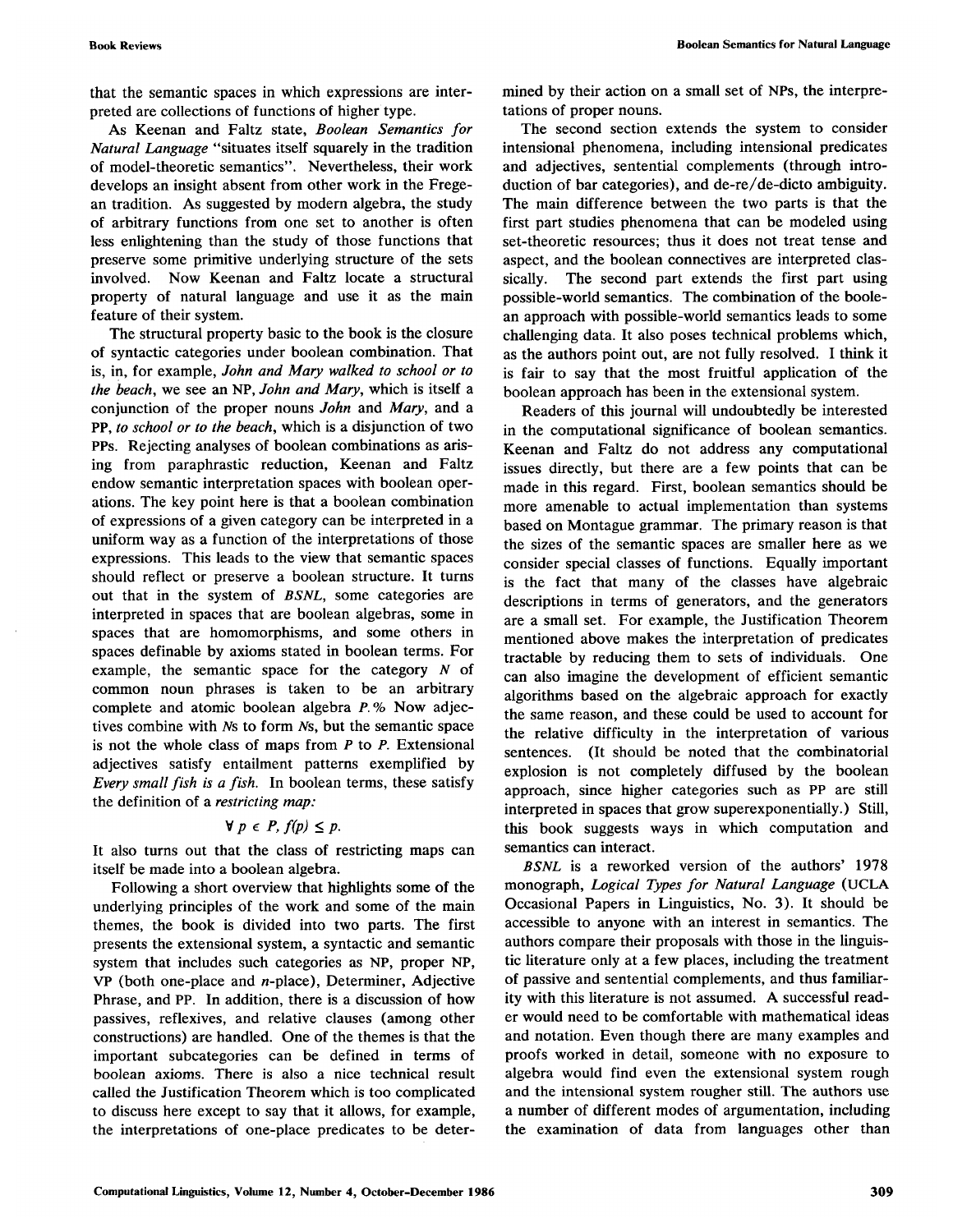that the semantic spaces in which expressions are interpreted are collections of functions of higher type.

As Keenan and Faltz state, *Boolean Semantics for Natural Language* "situates itself squarely in the tradition of model-theoretic semantics". Nevertheless, their work develops an insight absent from other work in the Fregean tradition. As suggested by modern algebra, the study of arbitrary functions from one set to another is often less enlightening than the study of those functions that preserve some primitive underlying structure of the sets involved. Now Keenan and Faltz locate a structural property of natural language and use it as the main feature of their system.

The structural property basic to the book is the closure of syntactic categories under boolean combination. That is, in, for example, *John and Mary walked to school or to the beach*, we see an NP, *John and Mary*, which is itself a conjunction of the proper nouns *John* and *Mary*, and a PP, *to school or to the beach*, which is a disjunction of two PPs. Rejecting analyses of boolean combinations as arising from paraphrastic reduction, Keenan and Faltz endow semantic interpretation spaces with boolean operations. The key point here is that a boolean combination of expressions of a given category can be interpreted in a uniform way as a function of the interpretations of those expressions. This leads to the view that semantic spaces should reflect or preserve a boolean structure. It turns out that in the system of *BSNL*, some categories are interpreted in spaces that are boolean algebras, some in spaces that are homomorphisms, and some others in spaces definable by axioms stated in boolean terms. For example, the semantic space for the category *N* of common noun phrases is taken to be an arbitrary complete and atomic boolean algebra *P*.% Now adjectives combine with *N*s to form *N*s, but the semantic space is not the whole class of maps from *P* to *P*. Extensional adjectives satisfy entailment patterns exemplified by *Every small fish is a fish*. In boolean terms, these satisfy the definition of a *restricting map:*

$$\forall p \in P, f(p) \leq p.$$

It also turns out that the class of restricting maps can itself be made into a boolean algebra.

Following a short overview that highlights some of the underlying principles of the work and some of the main themes, the book is divided into two parts. The first presents the extensional system, a syntactic and semantic system that includes such categories as NP, proper NP, VP (both one-place and *n*-place), Determiner, Adjective Phrase, and PP. In addition, there is a discussion of how passives, reflexives, and relative clauses (among other constructions) are handled. One of the themes is that the important subcategories can be defined in terms of boolean axioms. There is also a nice technical result called the Justification Theorem which is too complicated to discuss here except to say that it allows, for example, the interpretations of one-place predicates to be determined by their action on a small set of NPs, the interpretations of proper nouns.

The second section extends the system to consider intensional phenomena, including intensional predicates and adjectives, sentential complements (through introduction of bar categories), and de-re/de-dicto ambiguity. The main difference between the two parts is that the first part studies phenomena that can be modeled using set-theoretic resources; thus it does not treat tense and aspect, and the boolean connectives are interpreted classically. The second part extends the first part using possible-world semantics. The combination of the boolean approach with possible-world semantics leads to some challenging data. It also poses technical problems which, as the authors point out, are not fully resolved. I think it is fair to say that the most fruitful application of the boolean approach has been in the extensional system.

Readers of this journal will undoubtedly be interested in the computational significance of boolean semantics. Keenan and Faltz do not address any computational issues directly, but there are a few points that can be made in this regard. First, boolean semantics should be more amenable to actual implementation than systems based on Montague grammar. The primary reason is that the sizes of the semantic spaces are smaller here as we consider special classes of functions. Equally important is the fact that many of the classes have algebraic descriptions in terms of generators, and the generators are a small set. For example, the Justification Theorem mentioned above makes the interpretation of predicates tractable by reducing them to sets of individuals. One can also imagine the development of efficient semantic algorithms based on the algebraic approach for exactly the same reason, and these could be used to account for the relative difficulty in the interpretation of various sentences. (It should be noted that the combinatorial explosion is not completely diffused by the boolean approach, since higher categories such as PP are still interpreted in spaces that grow superexponentially.) Still, this book suggests ways in which computation and semantics can interact.

*BSNL* is a reworked version of the authors' 1978 monograph, *Logical Types for Natural Language* (UCLA Occasional Papers in Linguistics, No. 3). It should be accessible to anyone with an interest in semantics. The authors compare their proposals with those in the linguistic literature only at a few places, including the treatment of passive and sentential complements, and thus familiarity with this literature is not assumed. A successful reader would need to be comfortable with mathematical ideas and notation. Even though there are many examples and proofs worked in detail, someone with no exposure to algebra would find even the extensional system rough and the intensional system rougher still. The authors use a number of different modes of argumentation, including the examination of data from languages other than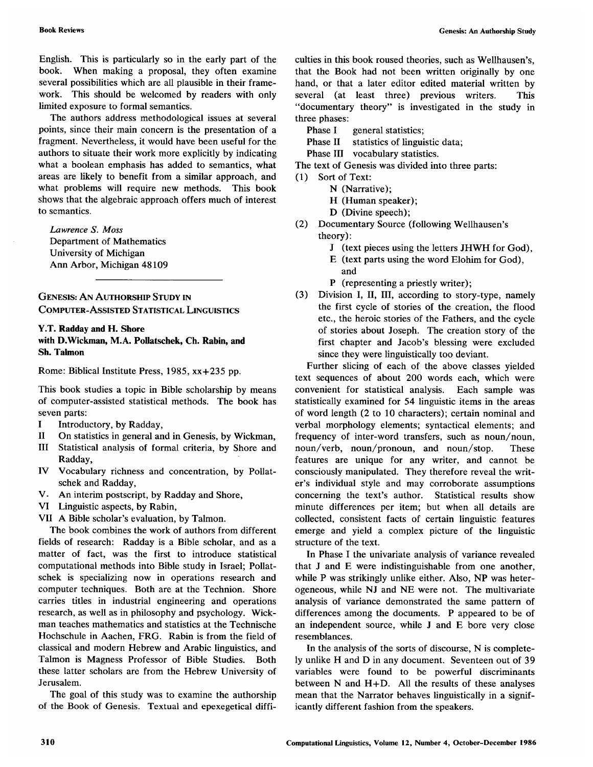English. This is particularly so in the early part of the book. When making a proposal, they often examine several possibilities which are all plausible in their framework. This should be welcomed by readers with only limited exposure to formal semantics.

The authors address methodological issues at several points, since their main concern is the presentation of a fragment. Nevertheless, it would have been useful for the authors to situate their work more explicitly by indicating what a boolean emphasis has added to semantics, what areas are likely to benefit from a similar approach, and what problems will require new methods. This book shows that the algebraic approach offers much of interest to semantics.

*Lawrence S. Moss*
Department of Mathematics
University of Michigan
Ann Arbor, Michigan 48109

---

## Genesis: An Authorship Study in Computer-Assisted Statistical Linguistics

**Y.T. Radday and H. Shore**
**with D.Wickman, M.A. Pollatschek, Ch. Rabin, and Sh. Talmon**

Rome: Biblical Institute Press, 1985, xx+235 pp.

This book studies a topic in Bible scholarship by means of computer-assisted statistical methods. The book has seven parts:

I Introductory, by Radday,
II On statistics in general and in Genesis, by Wickman,
III Statistical analysis of formal criteria, by Shore and Radday,
IV Vocabulary richness and concentration, by Pollatschek and Radday,
V. An interim postscript, by Radday and Shore,
VI Linguistic aspects, by Rabin,
VII A Bible scholar's evaluation, by Talmon.

The book combines the work of authors from different fields of research: Radday is a Bible scholar, and as a matter of fact, was the first to introduce statistical computational methods into Bible study in Israel; Pollatschek is specializing now in operations research and computer techniques. Both are at the Technion. Shore carries titles in industrial engineering and operations research, as well as in philosophy and psychology. Wickman teaches mathematics and statistics at the Technische Hochschule in Aachen, FRG. Rabin is from the field of classical and modern Hebrew and Arabic linguistics, and Talmon is Magness Professor of Bible Studies. Both these latter scholars are from the Hebrew University of Jerusalem.

The goal of this study was to examine the authorship of the Book of Genesis. Textual and epexegetical difficulties in this book roused theories, such as Wellhausen's, that the Book had not been written originally by one hand, or that a later editor edited material written by several (at least three) previous writers. This "documentary theory" is investigated in the study in three phases:

Phase I general statistics;
Phase II statistics of linguistic data;
Phase III vocabulary statistics.

The text of Genesis was divided into three parts:

(1) Sort of Text:
  N (Narrative);
  H (Human speaker);
  D (Divine speech);
(2) Documentary Source (following Wellhausen's theory):
  J (text pieces using the letters JHWH for God),
  E (text parts using the word Elohim for God), and
  P (representing a priestly writer);
(3) Division I, II, III, according to story-type, namely the first cycle of stories of the creation, the flood etc., the heroic stories of the Fathers, and the cycle of stories about Joseph. The creation story of the first chapter and Jacob's blessing were excluded since they were linguistically too deviant.

Further slicing of each of the above classes yielded text sequences of about 200 words each, which were convenient for statistical analysis. Each sample was statistically examined for 54 linguistic items in the areas of word length (2 to 10 characters); certain nominal and verbal morphology elements; syntactical elements; and frequency of inter-word transfers, such as noun/noun, noun/verb, noun/pronoun, and noun/stop. These features are unique for any writer, and cannot be consciously manipulated. They therefore reveal the writer's individual style and may corroborate assumptions concerning the text's author. Statistical results show minute differences per item; but when all details are collected, consistent facts of certain linguistic features emerge and yield a complex picture of the linguistic structure of the text.

In Phase I the univariate analysis of variance revealed that J and E were indistinguishable from one another, while P was strikingly unlike either. Also, NP was heterogeneous, while NJ and NE were not. The multivariate analysis of variance demonstrated the same pattern of differences among the documents. P appeared to be of an independent source, while J and E bore very close resemblances.

In the analysis of the sorts of discourse, N is completely unlike H and D in any document. Seventeen out of 39 variables were found to be powerful discriminants between N and H+D. All the results of these analyses mean that the Narrator behaves linguistically in a significantly different fashion from the speakers.